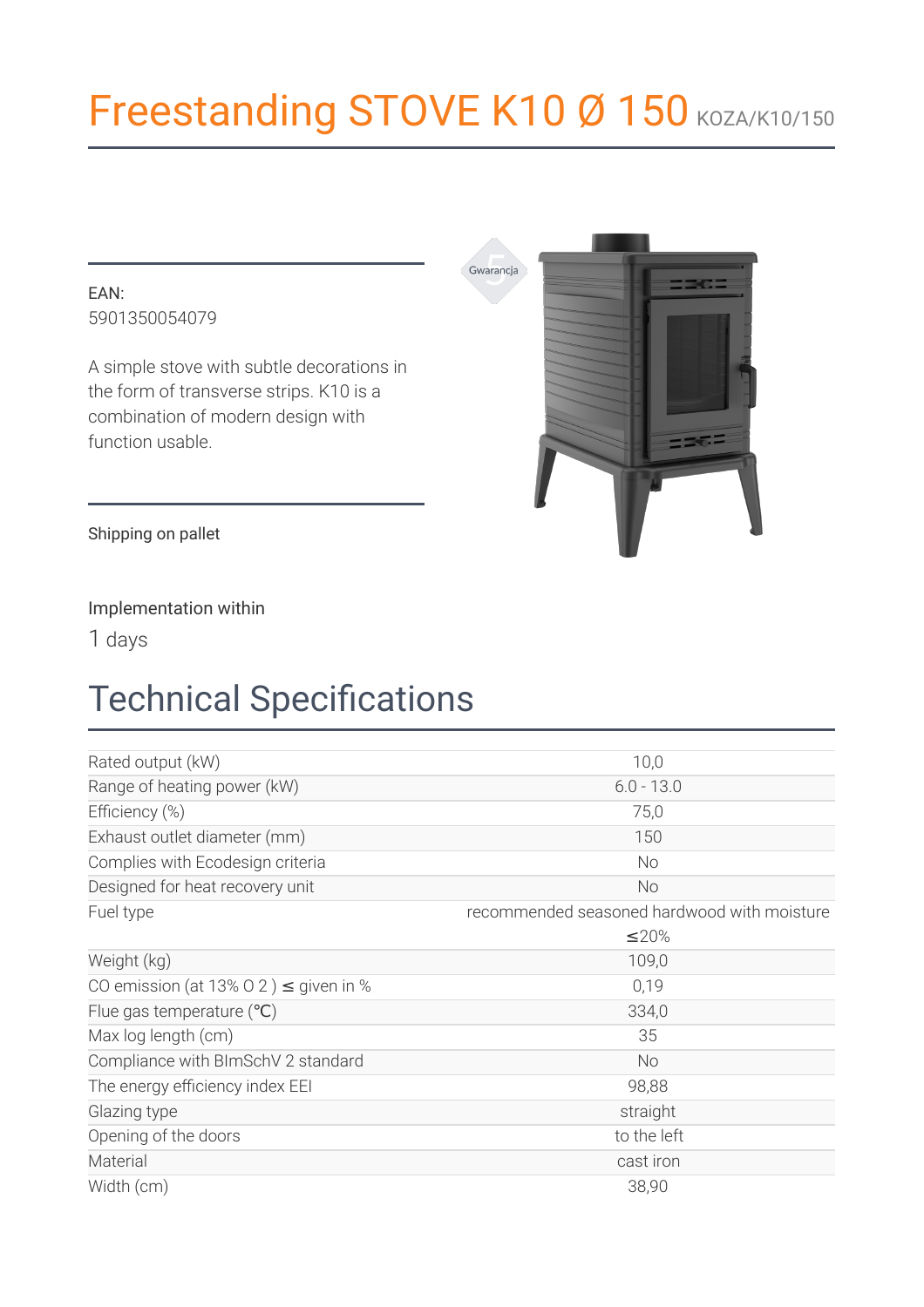# Freestanding STOVE K10 Ø 150 KOZA/K10/150

EAN:
5901350054079

A simple stove with subtle decorations in the form of transverse strips. K10 is a combination of modern design with function usable.

Shipping on pallet

Implementation within
1 days

## Technical Specifications

| | |
|---|---|
| Rated output (kW) | 10,0 |
| Range of heating power (kW) | 6.0 - 13.0 |
| Efficiency (%) | 75,0 |
| Exhaust outlet diameter (mm) | 150 |
| Complies with Ecodesign criteria | No |
| Designed for heat recovery unit | No |
| Fuel type | recommended seasoned hardwood with moisture ≤20% |
| Weight (kg) | 109,0 |
| CO emission (at 13% O 2 ) ≤ given in % | 0,19 |
| Flue gas temperature (℃) | 334,0 |
| Max log length (cm) | 35 |
| Compliance with BImSchV 2 standard | No |
| The energy efficiency index EEI | 98,88 |
| Glazing type | straight |
| Opening of the doors | to the left |
| Material | cast iron |
| Width (cm) | 38,90 |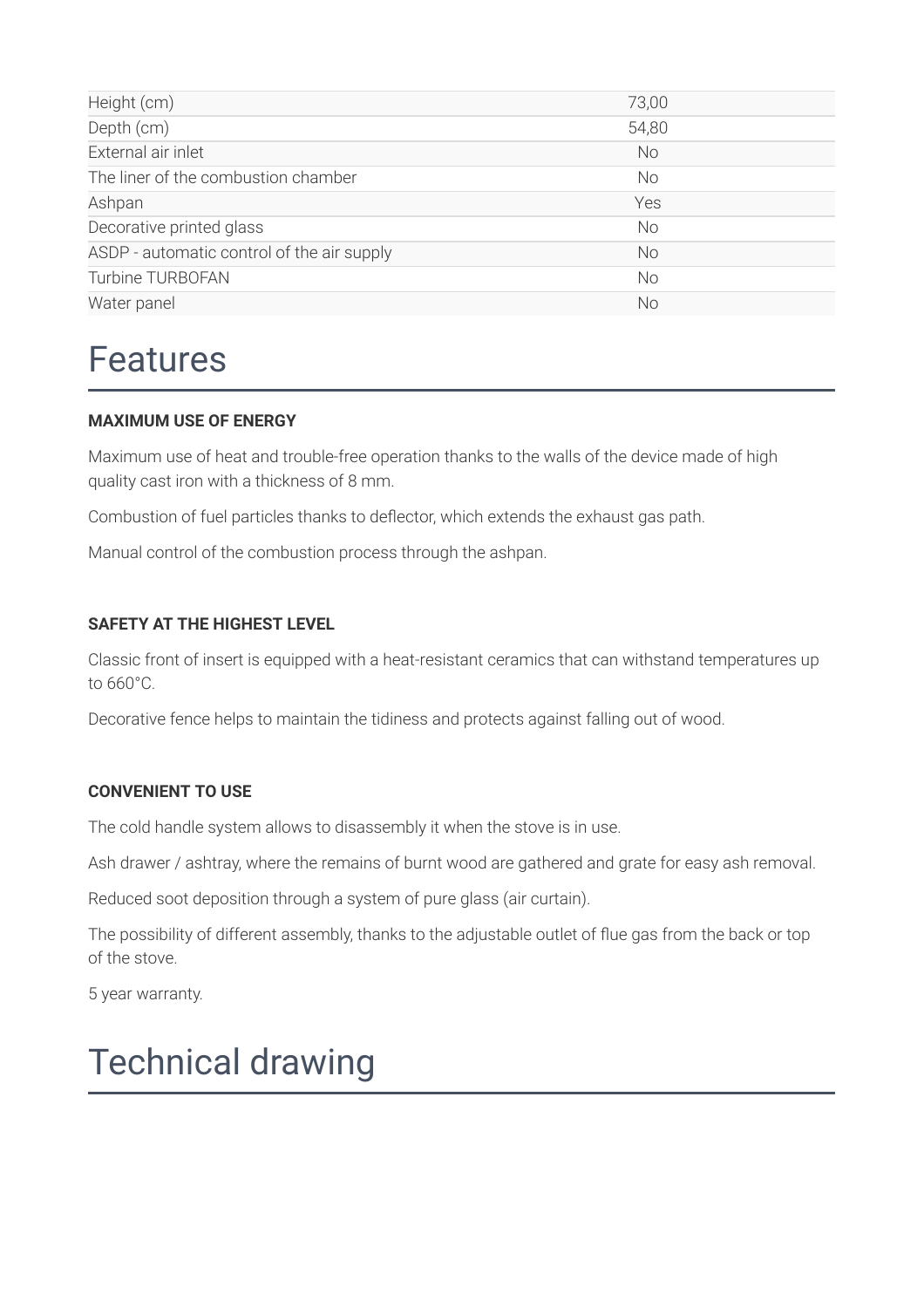| | |
|---|---|
| Height (cm) | 73,00 |
| Depth (cm) | 54,80 |
| External air inlet | No |
| The liner of the combustion chamber | No |
| Ashpan | Yes |
| Decorative printed glass | No |
| ASDP - automatic control of the air supply | No |
| Turbine TURBOFAN | No |
| Water panel | No |

# Features

**MAXIMUM USE OF ENERGY**

Maximum use of heat and trouble-free operation thanks to the walls of the device made of high quality cast iron with a thickness of 8 mm.

Combustion of fuel particles thanks to deflector, which extends the exhaust gas path.

Manual control of the combustion process through the ashpan.

**SAFETY AT THE HIGHEST LEVEL**

Classic front of insert is equipped with a heat-resistant ceramics that can withstand temperatures up to 660°C.

Decorative fence helps to maintain the tidiness and protects against falling out of wood.

**CONVENIENT TO USE**

The cold handle system allows to disassembly it when the stove is in use.

Ash drawer / ashtray, where the remains of burnt wood are gathered and grate for easy ash removal.

Reduced soot deposition through a system of pure glass (air curtain).

The possibility of different assembly, thanks to the adjustable outlet of flue gas from the back or top of the stove.

5 year warranty.

# Technical drawing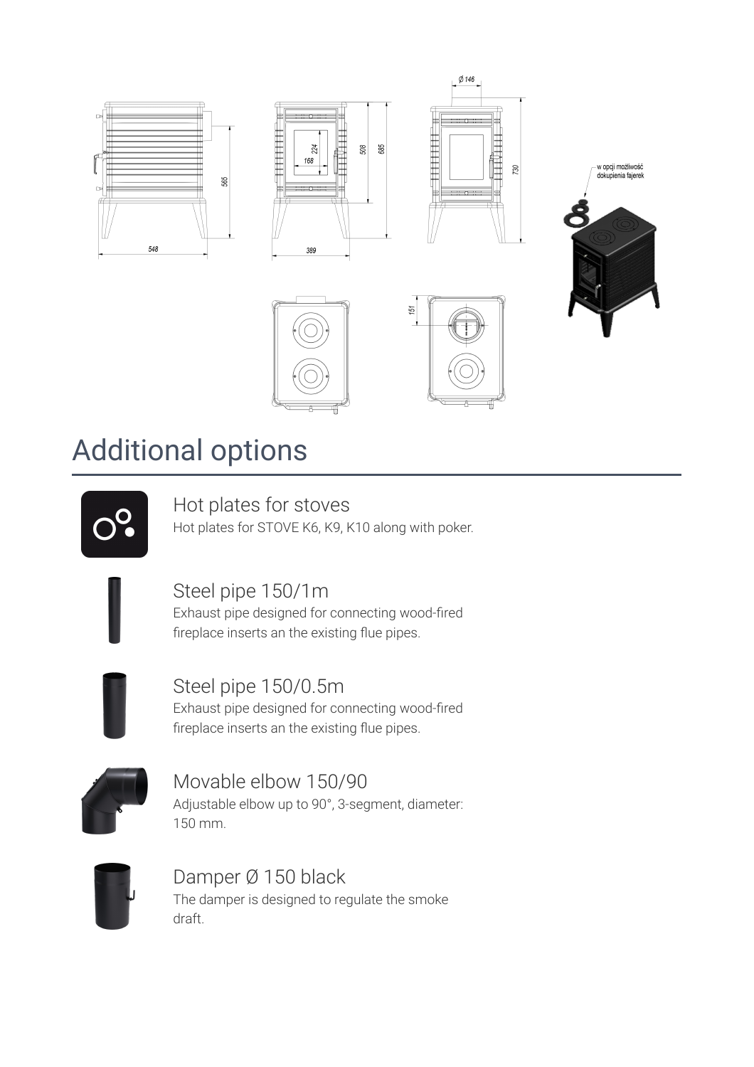## Additional options

### Hot plates for stoves

Hot plates for STOVE K6, K9, K10 along with poker.

### Steel pipe 150/1m

Exhaust pipe designed for connecting wood-fired fireplace inserts an the existing flue pipes.

### Steel pipe 150/0.5m

Exhaust pipe designed for connecting wood-fired fireplace inserts an the existing flue pipes.

### Movable elbow 150/90

Adjustable elbow up to 90°, 3-segment, diameter: 150 mm.

### Damper Ø 150 black

The damper is designed to regulate the smoke draft.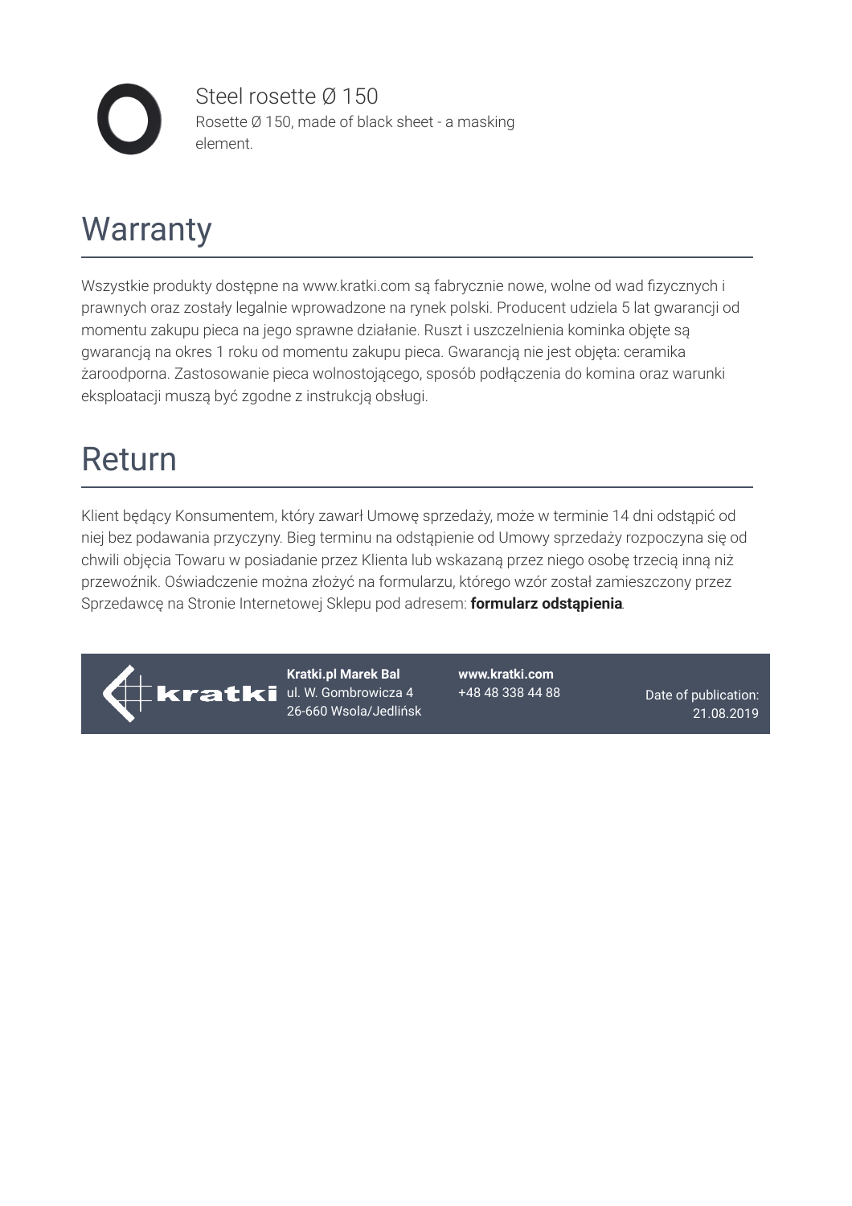Steel rosette Ø 150

Rosette Ø 150, made of black sheet - a masking element.

## Warranty

Wszystkie produkty dostępne na www.kratki.com są fabrycznie nowe, wolne od wad fizycznych i prawnych oraz zostały legalnie wprowadzone na rynek polski. Producent udziela 5 lat gwarancji od momentu zakupu pieca na jego sprawne działanie. Ruszt i uszczelnienia kominka objęte są gwarancją na okres 1 roku od momentu zakupu pieca. Gwarancją nie jest objęta: ceramika żaroodporna. Zastosowanie pieca wolnostojącego, sposób podłączenia do komina oraz warunki eksploatacji muszą być zgodne z instrukcją obsługi.

## Return

Klient będący Konsumentem, który zawarł Umowę sprzedaży, może w terminie 14 dni odstąpić od niej bez podawania przyczyny. Bieg terminu na odstąpienie od Umowy sprzedaży rozpoczyna się od chwili objęcia Towaru w posiadanie przez Klienta lub wskazaną przez niego osobę trzecią inną niż przewoźnik. Oświadczenie można złożyć na formularzu, którego wzór został zamieszczony przez Sprzedawcę na Stronie Internetowej Sklepu pod adresem: **formularz odstąpienia**.

**Kratki.pl Marek Bal**
ul. W. Gombrowicza 4
26-660 Wsola/Jedlińsk

**www.kratki.com**
+48 48 338 44 88

Date of publication: 21.08.2019